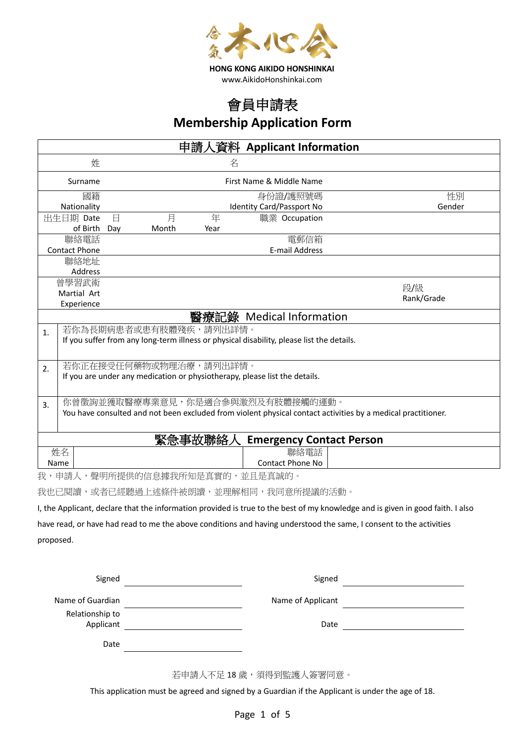**HONG KONG AIKIDO HONSHINKAI**
www.AikidoHonshinkai.com

# 會員申請表
# Membership Application Form

## 申請人資料 Applicant Information

| 姓<br>Surname | | 名<br>First Name & Middle Name | | | |
|---|---|---|---|---|---|
| 國籍<br>Nationality | | 身份證/護照號碼<br>Identity Card/Passport No | | 性別<br>Gender | |
| 出生日期 Date of Birth | 日 Day / 月 Month / 年 Year | 職業 Occupation | | | |
| 聯絡電話<br>Contact Phone | | 電郵信箱<br>E-mail Address | | | |
| 聯絡地址<br>Address | | | | | |
| 曾學習武術<br>Martial Art Experience | | | | 段/級<br>Rank/Grade | |

## 醫療記錄 Medical Information

1. 若你為長期病患者或患有肢體殘疾，請列出詳情。
   If you suffer from any long-term illness or physical disability, please list the details.

2. 若你正在接受任何藥物或物理治療，請列出詳情。
   If you are under any medication or physiotherapy, please list the details.

3. 你曾徵詢並獲取醫療專業意見，你是適合參與激烈及有肢體接觸的運動。
   You have consulted and not been excluded from violent physical contact activities by a medical practitioner.

## 緊急事故聯絡人 Emergency Contact Person

| 姓名<br>Name | | 聯絡電話<br>Contact Phone No | |
|---|---|---|---|

我，申請人，聲明所提供的信息據我所知是真實的，並且是真誠的。

我也已閱讀，或者已經聽過上述條件被朗讀，並理解相同，我同意所提議的活動。

I, the Applicant, declare that the information provided is true to the best of my knowledge and is given in good faith. I also have read, or have had read to me the above conditions and having understood the same, I consent to the activities proposed.

Signed ______________________

Name of Guardian ______________________

Relationship to Applicant ______________________

Date ______________________

Signed ______________________

Name of Applicant ______________________

Date ______________________

若申請人不足 18 歲，須得到監護人簽署同意。

This application must be agreed and signed by a Guardian if the Applicant is under the age of 18.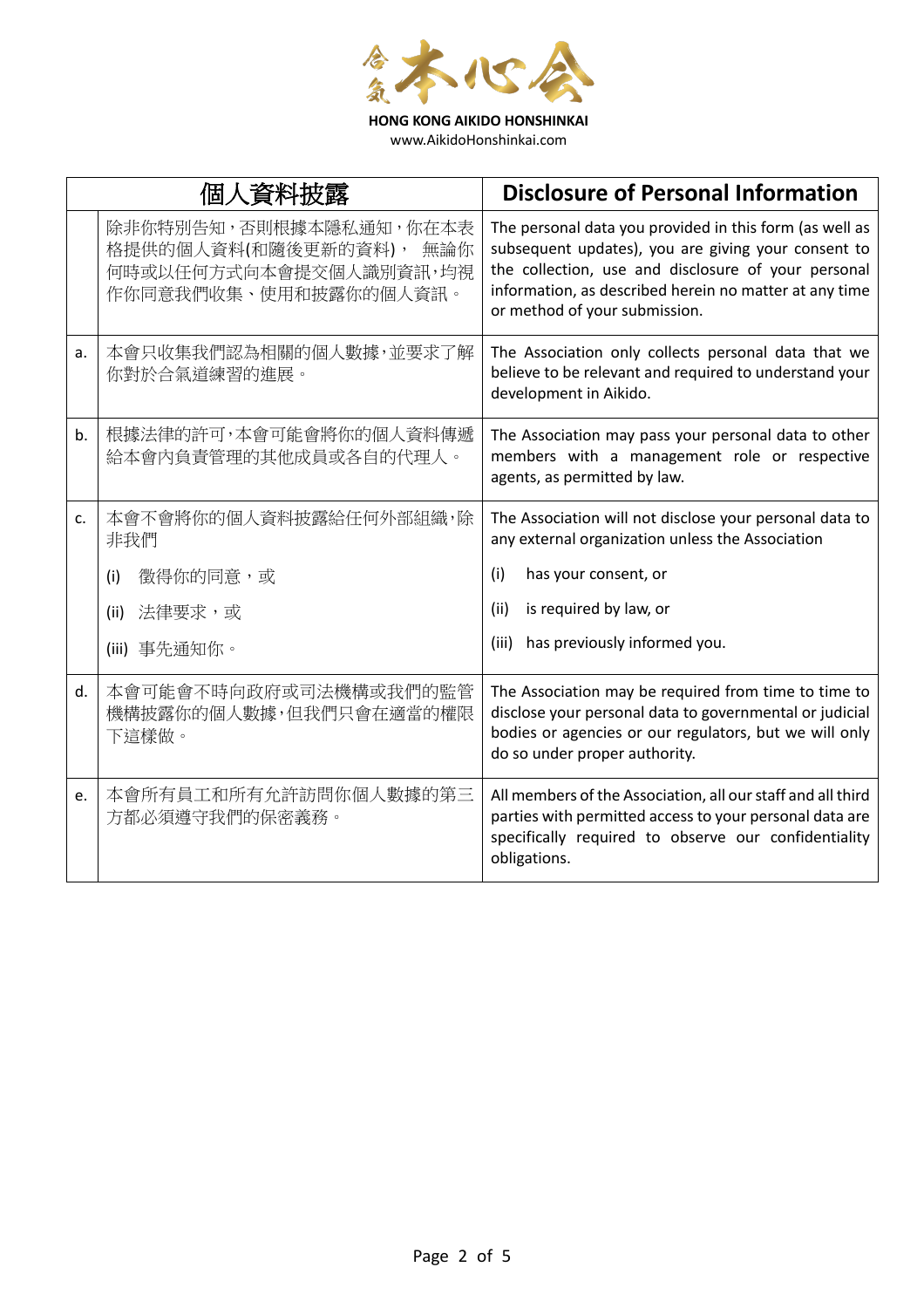HONG KONG AIKIDO HONSHINKAI
www.AikidoHonshinkai.com

| | 個人資料披露 | Disclosure of Personal Information |
|---|---|---|
| | 除非你特別告知，否則根據本隱私通知，你在本表格提供的個人資料(和隨後更新的資料)， 無論你何時或以任何方式向本會提交個人識別資訊，均視作你同意我們收集、使用和披露你的個人資訊。 | The personal data you provided in this form (as well as subsequent updates), you are giving your consent to the collection, use and disclosure of your personal information, as described herein no matter at any time or method of your submission. |
| a. | 本會只收集我們認為相關的個人數據，並要求了解你對於合氣道練習的進展。 | The Association only collects personal data that we believe to be relevant and required to understand your development in Aikido. |
| b. | 根據法律的許可，本會可能會將你的個人資料傳遞給本會內負責管理的其他成員或各自的代理人。 | The Association may pass your personal data to other members with a management role or respective agents, as permitted by law. |
| c. | 本會不會將你的個人資料披露給任何外部組織，除非我們<br>(i) 徵得你的同意，或<br>(ii) 法律要求，或<br>(iii) 事先通知你。 | The Association will not disclose your personal data to any external organization unless the Association<br>(i) has your consent, or<br>(ii) is required by law, or<br>(iii) has previously informed you. |
| d. | 本會可能會不時向政府或司法機構或我們的監管機構披露你的個人數據，但我們只會在適當的權限下這樣做。 | The Association may be required from time to time to disclose your personal data to governmental or judicial bodies or agencies or our regulators, but we will only do so under proper authority. |
| e. | 本會所有員工和所有允許訪問你個人數據的第三方都必須遵守我們的保密義務。 | All members of the Association, all our staff and all third parties with permitted access to your personal data are specifically required to observe our confidentiality obligations. |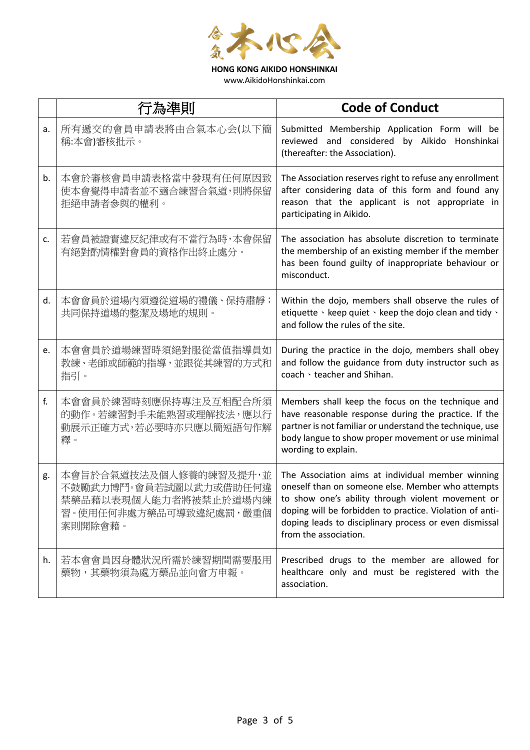**HONG KONG AIKIDO HONSHINKAI**
www.AikidoHonshinkai.com

| | 行為準則 | Code of Conduct |
|---|---|---|
| a. | 所有遞交的會員申請表將由合氣本心会(以下簡稱:本會)審核批示。 | Submitted Membership Application Form will be reviewed and considered by Aikido Honshinkai (thereafter: the Association). |
| b. | 本會於審核會員申請表格當中發現有任何原因致使本會覺得申請者並不適合練習合氣道,則將保留拒絕申請者參與的權利。 | The Association reserves right to refuse any enrollment after considering data of this form and found any reason that the applicant is not appropriate in participating in Aikido. |
| c. | 若會員被證實違反紀律或有不當行為時,本會保留有絕對酌情權對會員的資格作出終止處分。 | The association has absolute discretion to terminate the membership of an existing member if the member has been found guilty of inappropriate behaviour or misconduct. |
| d. | 本會會員於道場內須遵從道場的禮儀、保持肅靜;共同保持道場的整潔及場地的規則。 | Within the dojo, members shall observe the rules of etiquette、keep quiet、keep the dojo clean and tidy、and follow the rules of the site. |
| e. | 本會會員於道場練習時須絕對服從當值指導員如教練、老師或師範的指導,並跟從其練習的方式和指引。 | During the practice in the dojo, members shall obey and follow the guidance from duty instructor such as coach、teacher and Shihan. |
| f. | 本會會員於練習時刻應保持專注及互相配合所須的動作。若練習對手未能熟習或理解技法,應以行動展示正確方式,若必要時亦只應以簡短語句作解釋。 | Members shall keep the focus on the technique and have reasonable response during the practice. If the partner is not familiar or understand the technique, use body langue to show proper movement or use minimal wording to explain. |
| g. | 本會旨於合氣道技法及個人修養的練習及提升,並不鼓勵武力博鬥。會員若試圖以武力或借助任何違禁藥品藉以表現個人能力者將被禁止於道場內練習。使用任何非處方藥品可導致違紀處罰,嚴重個案則開除會藉。 | The Association aims at individual member winning oneself than on someone else. Member who attempts to show one's ability through violent movement or doping will be forbidden to practice. Violation of anti-doping leads to disciplinary process or even dismissal from the association. |
| h. | 若本會會員因身體狀況所需於練習期間需要服用藥物,其藥物須為處方藥品並向會方申報。 | Prescribed drugs to the member are allowed for healthcare only and must be registered with the association. |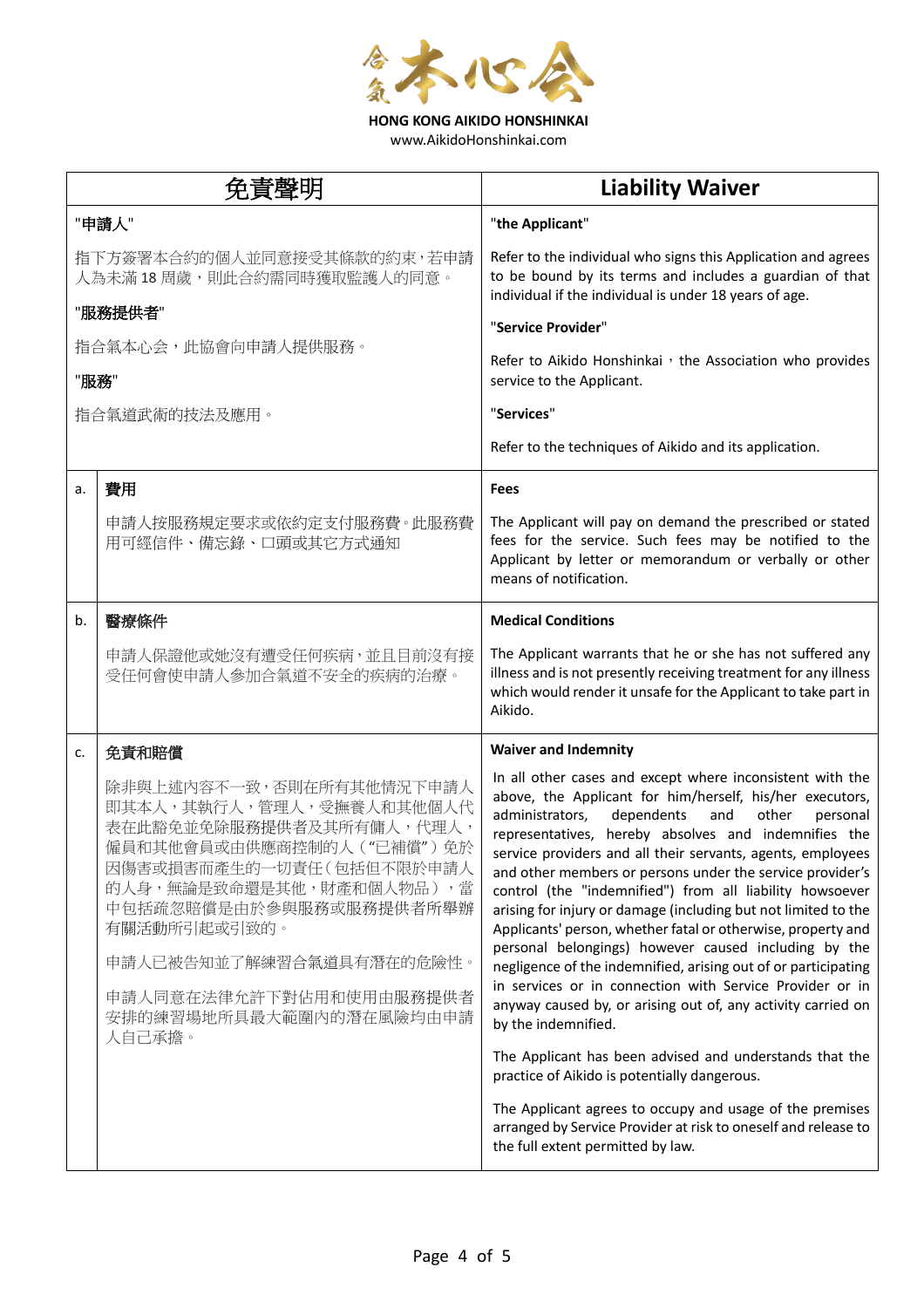**HONG KONG AIKIDO HONSHINKAI**
www.AikidoHonshinkai.com

| | 免責聲明 | Liability Waiver |
|---|---|---|
| | **"申請人"**<br><br>指下方簽署本合約的個人並同意接受其條款的約束，若申請人為未滿 18 周歲，則此合約需同時獲取監護人的同意。<br><br>**"服務提供者"**<br><br>指合氣本心会，此協會向申請人提供服務。<br><br>**"服務"**<br><br>指合氣道武術的技法及應用。 | **"the Applicant"**<br><br>Refer to the individual who signs this Application and agrees to be bound by its terms and includes a guardian of that individual if the individual is under 18 years of age.<br><br>**"Service Provider"**<br><br>Refer to Aikido Honshinkai，the Association who provides service to the Applicant.<br><br>**"Services"**<br><br>Refer to the techniques of Aikido and its application. |
| a. | **費用**<br><br>申請人按服務規定要求或依約定支付服務費。此服務費用可經信件、備忘錄、口頭或其它方式通知 | **Fees**<br><br>The Applicant will pay on demand the prescribed or stated fees for the service. Such fees may be notified to the Applicant by letter or memorandum or verbally or other means of notification. |
| b. | **醫療條件**<br><br>申請人保證他或她沒有遭受任何疾病，並且目前沒有接受任何會使申請人參加合氣道不安全的疾病的治療。 | **Medical Conditions**<br><br>The Applicant warrants that he or she has not suffered any illness and is not presently receiving treatment for any illness which would render it unsafe for the Applicant to take part in Aikido. |
| c. | **免責和賠償**<br><br>除非與上述內容不一致，否則在所有其他情況下申請人即其本人，其執行人，管理人，受撫養人和其他個人代表在此豁免並免除服務提供者及其所有傭人，代理人，僱員和其他會員或由供應商控制的人（"已補償"）免於因傷害或損害而產生的一切責任（包括但不限於申請人的人身，無論是致命還是其他，財產和個人物品），當中包括疏忽賠償是由於參與服務或服務提供者所舉辦有關活動所引起或引致的。<br><br>申請人已被告知並了解練習合氣道具有潛在的危險性。<br><br>申請人同意在法律允許下對佔用和使用由服務提供者安排的練習場地所具最大範圍內的潛在風險均由申請人自己承擔。 | **Waiver and Indemnity**<br><br>In all other cases and except where inconsistent with the above, the Applicant for him/herself, his/her executors, administrators, dependents and other personal representatives, hereby absolves and indemnifies the service providers and all their servants, agents, employees and other members or persons under the service provider's control (the "indemnified") from all liability howsoever arising for injury or damage (including but not limited to the Applicants' person, whether fatal or otherwise, property and personal belongings) however caused including by the negligence of the indemnified, arising out of or participating in services or in connection with Service Provider or in anyway caused by, or arising out of, any activity carried on by the indemnified.<br><br>The Applicant has been advised and understands that the practice of Aikido is potentially dangerous.<br><br>The Applicant agrees to occupy and usage of the premises arranged by Service Provider at risk to oneself and release to the full extent permitted by law. |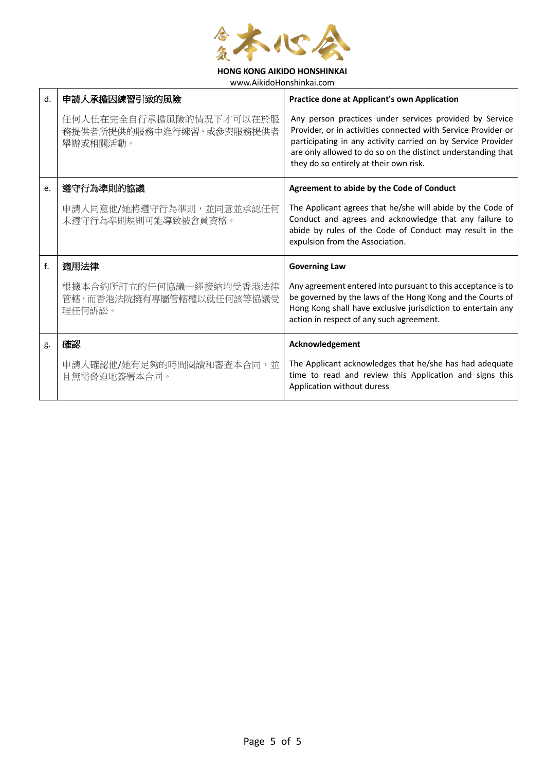HONG KONG AIKIDO HONSHINKAI
www.AikidoHonshinkai.com

| | | |
|---|---|---|
| d. | **申請人承擔因練習引致的風險**<br><br>任何人仕在完全自行承擔風險的情況下才可以在於服務提供者所提供的服務中進行練習，或參與服務提供者舉辦或相關活動。 | **Practice done at Applicant's own Application**<br><br>Any person practices under services provided by Service Provider, or in activities connected with Service Provider or participating in any activity carried on by Service Provider are only allowed to do so on the distinct understanding that they do so entirely at their own risk. |
| e. | **遵守行為準則的協議**<br><br>申請人同意他/她將遵守行為準則，並同意並承認任何未遵守行為準則規則可能導致被會員資格。 | **Agreement to abide by the Code of Conduct**<br><br>The Applicant agrees that he/she will abide by the Code of Conduct and agrees and acknowledge that any failure to abide by rules of the Code of Conduct may result in the expulsion from the Association. |
| f. | **適用法律**<br><br>根據本合約所訂立的任何協議一經接納均受香港法律管轄，而香港法院擁有專屬管轄權以就任何該等協議受理任何訴訟。 | **Governing Law**<br><br>Any agreement entered into pursuant to this acceptance is to be governed by the laws of the Hong Kong and the Courts of Hong Kong shall have exclusive jurisdiction to entertain any action in respect of any such agreement. |
| g. | **確認**<br><br>申請人確認他/她有足夠的時間閱讀和審查本合同，並且無需脅迫地簽署本合同。 | **Acknowledgement**<br><br>The Applicant acknowledges that he/she has had adequate time to read and review this Application and signs this Application without duress |